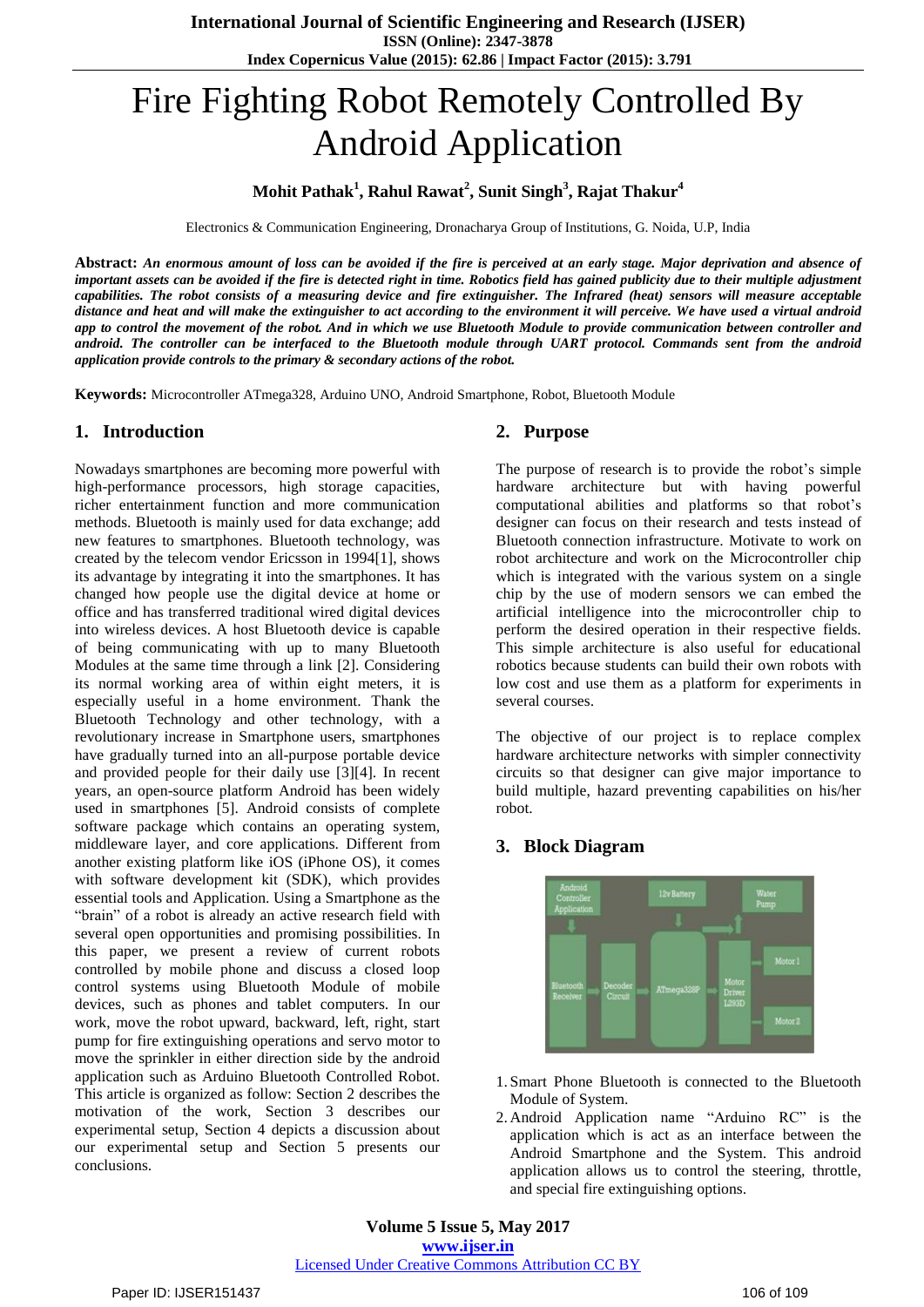# Fire Fighting Robot Remotely Controlled By Android Application

**Mohit Pathak[1], Rahul Rawat[2], Sunit Singh[3], Rajat Thakur[4]**

Electronics & Communication Engineering, Dronacharya Group of Institutions, G. Noida, U.P, India

**Abstract:** ***An enormous amount of loss can be avoided if the fire is perceived at an early stage. Major deprivation and absence of important assets can be avoided if the fire is detected right in time. Robotics field has gained publicity due to their multiple adjustment capabilities. The robot consists of a measuring device and fire extinguisher. The Infrared (heat) sensors will measure acceptable distance and heat and will make the extinguisher to act according to the environment it will perceive. We have used a virtual android app to control the movement of the robot. And in which we use Bluetooth Module to provide communication between controller and android. The controller can be interfaced to the Bluetooth module through UART protocol. Commands sent from the android application provide controls to the primary & secondary actions of the robot.***

**Keywords:** Microcontroller ATmega328, Arduino UNO, Android Smartphone, Robot, Bluetooth Module

## 1. Introduction

Nowadays smartphones are becoming more powerful with high-performance processors, high storage capacities, richer entertainment function and more communication methods. Bluetooth is mainly used for data exchange; add new features to smartphones. Bluetooth technology, was created by the telecom vendor Ericsson in 1994[1], shows its advantage by integrating it into the smartphones. It has changed how people use the digital device at home or office and has transferred traditional wired digital devices into wireless devices. A host Bluetooth device is capable of being communicating with up to many Bluetooth Modules at the same time through a link [2]. Considering its normal working area of within eight meters, it is especially useful in a home environment. Thank the Bluetooth Technology and other technology, with a revolutionary increase in Smartphone users, smartphones have gradually turned into an all-purpose portable device and provided people for their daily use [3][4]. In recent years, an open-source platform Android has been widely used in smartphones [5]. Android consists of complete software package which contains an operating system, middleware layer, and core applications. Different from another existing platform like iOS (iPhone OS), it comes with software development kit (SDK), which provides essential tools and Application. Using a Smartphone as the "brain" of a robot is already an active research field with several open opportunities and promising possibilities. In this paper, we present a review of current robots controlled by mobile phone and discuss a closed loop control systems using Bluetooth Module of mobile devices, such as phones and tablet computers. In our work, move the robot upward, backward, left, right, start pump for fire extinguishing operations and servo motor to move the sprinkler in either direction side by the android application such as Arduino Bluetooth Controlled Robot. This article is organized as follow: Section 2 describes the motivation of the work, Section 3 describes our experimental setup, Section 4 depicts a discussion about our experimental setup and Section 5 presents our conclusions.

## 2. Purpose

The purpose of research is to provide the robot's simple hardware architecture but with having powerful computational abilities and platforms so that robot's designer can focus on their research and tests instead of Bluetooth connection infrastructure. Motivate to work on robot architecture and work on the Microcontroller chip which is integrated with the various system on a single chip by the use of modern sensors we can embed the artificial intelligence into the microcontroller chip to perform the desired operation in their respective fields. This simple architecture is also useful for educational robotics because students can build their own robots with low cost and use them as a platform for experiments in several courses.

The objective of our project is to replace complex hardware architecture networks with simpler connectivity circuits so that designer can give major importance to build multiple, hazard preventing capabilities on his/her robot.

## 3. Block Diagram

1. Smart Phone Bluetooth is connected to the Bluetooth Module of System.
2. Android Application name "Arduino RC" is the application which is act as an interface between the Android Smartphone and the System. This android application allows us to control the steering, throttle, and special fire extinguishing options.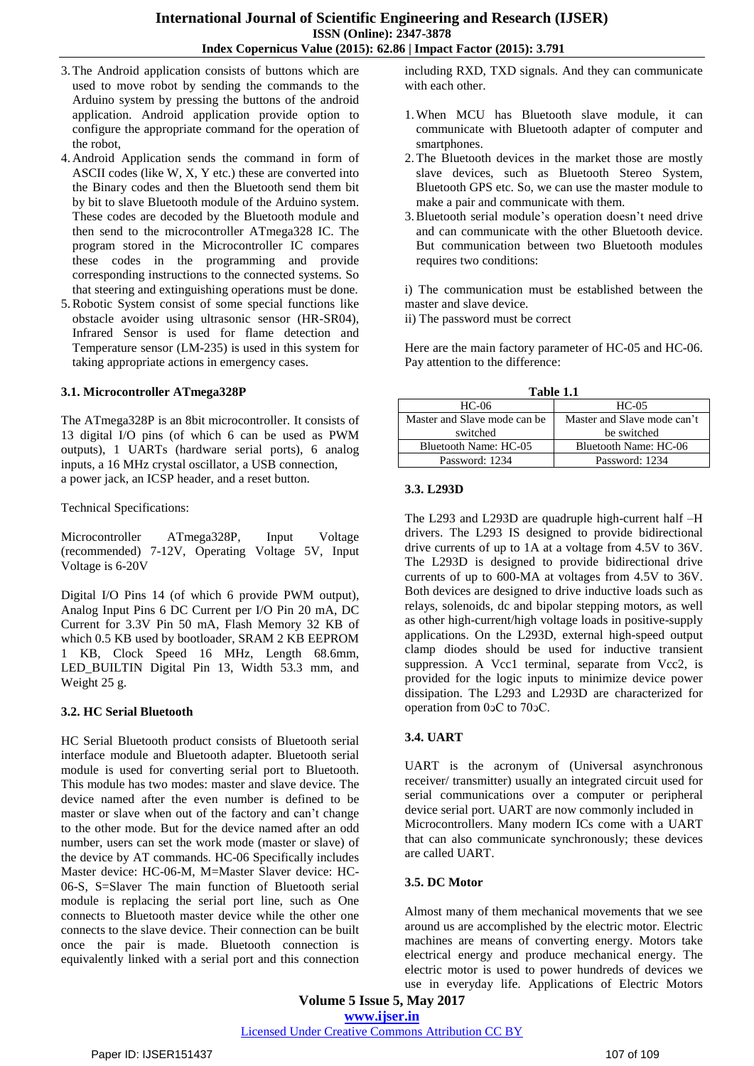3. The Android application consists of buttons which are used to move robot by sending the commands to the Arduino system by pressing the buttons of the android application. Android application provide option to configure the appropriate command for the operation of the robot,
4. Android Application sends the command in form of ASCII codes (like W, X, Y etc.) these are converted into the Binary codes and then the Bluetooth send them bit by bit to slave Bluetooth module of the Arduino system. These codes are decoded by the Bluetooth module and then send to the microcontroller ATmega328 IC. The program stored in the Microcontroller IC compares these codes in the programming and provide corresponding instructions to the connected systems. So that steering and extinguishing operations must be done.
5. Robotic System consist of some special functions like obstacle avoider using ultrasonic sensor (HR-SR04), Infrared Sensor is used for flame detection and Temperature sensor (LM-235) is used in this system for taking appropriate actions in emergency cases.

### 3.1. Microcontroller ATmega328P

The ATmega328P is an 8bit microcontroller. It consists of 13 digital I/O pins (of which 6 can be used as PWM outputs), 1 UARTs (hardware serial ports), 6 analog inputs, a 16 MHz crystal oscillator, a USB connection, a power jack, an ICSP header, and a reset button.

Technical Specifications:

Microcontroller ATmega328P, Input Voltage (recommended) 7-12V, Operating Voltage 5V, Input Voltage is 6-20V

Digital I/O Pins 14 (of which 6 provide PWM output), Analog Input Pins 6 DC Current per I/O Pin 20 mA, DC Current for 3.3V Pin 50 mA, Flash Memory 32 KB of which 0.5 KB used by bootloader, SRAM 2 KB EEPROM 1 KB, Clock Speed 16 MHz, Length 68.6mm, LED_BUILTIN Digital Pin 13, Width 53.3 mm, and Weight 25 g.

### 3.2. HC Serial Bluetooth

HC Serial Bluetooth product consists of Bluetooth serial interface module and Bluetooth adapter. Bluetooth serial module is used for converting serial port to Bluetooth. This module has two modes: master and slave device. The device named after the even number is defined to be master or slave when out of the factory and can't change to the other mode. But for the device named after an odd number, users can set the work mode (master or slave) of the device by AT commands. HC-06 Specifically includes Master device: HC-06-M, M=Master Slaver device: HC-06-S, S=Slaver The main function of Bluetooth serial module is replacing the serial port line, such as One connects to Bluetooth master device while the other one connects to the slave device. Their connection can be built once the pair is made. Bluetooth connection is equivalently linked with a serial port and this connection including RXD, TXD signals. And they can communicate with each other.

1. When MCU has Bluetooth slave module, it can communicate with Bluetooth adapter of computer and smartphones.
2. The Bluetooth devices in the market those are mostly slave devices, such as Bluetooth Stereo System, Bluetooth GPS etc. So, we can use the master module to make a pair and communicate with them.
3. Bluetooth serial module's operation doesn't need drive and can communicate with the other Bluetooth device. But communication between two Bluetooth modules requires two conditions:

i) The communication must be established between the master and slave device.
ii) The password must be correct

Here are the main factory parameter of HC-05 and HC-06. Pay attention to the difference:

**Table 1.1**

| HC-06 | HC-05 |
|---|---|
| Master and Slave mode can be switched | Master and Slave mode can't be switched |
| Bluetooth Name: HC-05 | Bluetooth Name: HC-06 |
| Password: 1234 | Password: 1234 |

### 3.3. L293D

The L293 and L293D are quadruple high-current half –H drivers. The L293 IS designed to provide bidirectional drive currents of up to 1A at a voltage from 4.5V to 36V. The L293D is designed to provide bidirectional drive currents of up to 600-MA at voltages from 4.5V to 36V. Both devices are designed to drive inductive loads such as relays, solenoids, dc and bipolar stepping motors, as well as other high-current/high voltage loads in positive-supply applications. On the L293D, external high-speed output clamp diodes should be used for inductive transient suppression. A Vcc1 terminal, separate from Vcc2, is provided for the logic inputs to minimize device power dissipation. The L293 and L293D are characterized for operation from 0ↄC to 70ↄC.

### 3.4. UART

UART is the acronym of (Universal asynchronous receiver/ transmitter) usually an integrated circuit used for serial communications over a computer or peripheral device serial port. UART are now commonly included in Microcontrollers. Many modern ICs come with a UART that can also communicate synchronously; these devices are called UART.

### 3.5. DC Motor

Almost many of them mechanical movements that we see around us are accomplished by the electric motor. Electric machines are means of converting energy. Motors take electrical energy and produce mechanical energy. The electric motor is used to power hundreds of devices we use in everyday life. Applications of Electric Motors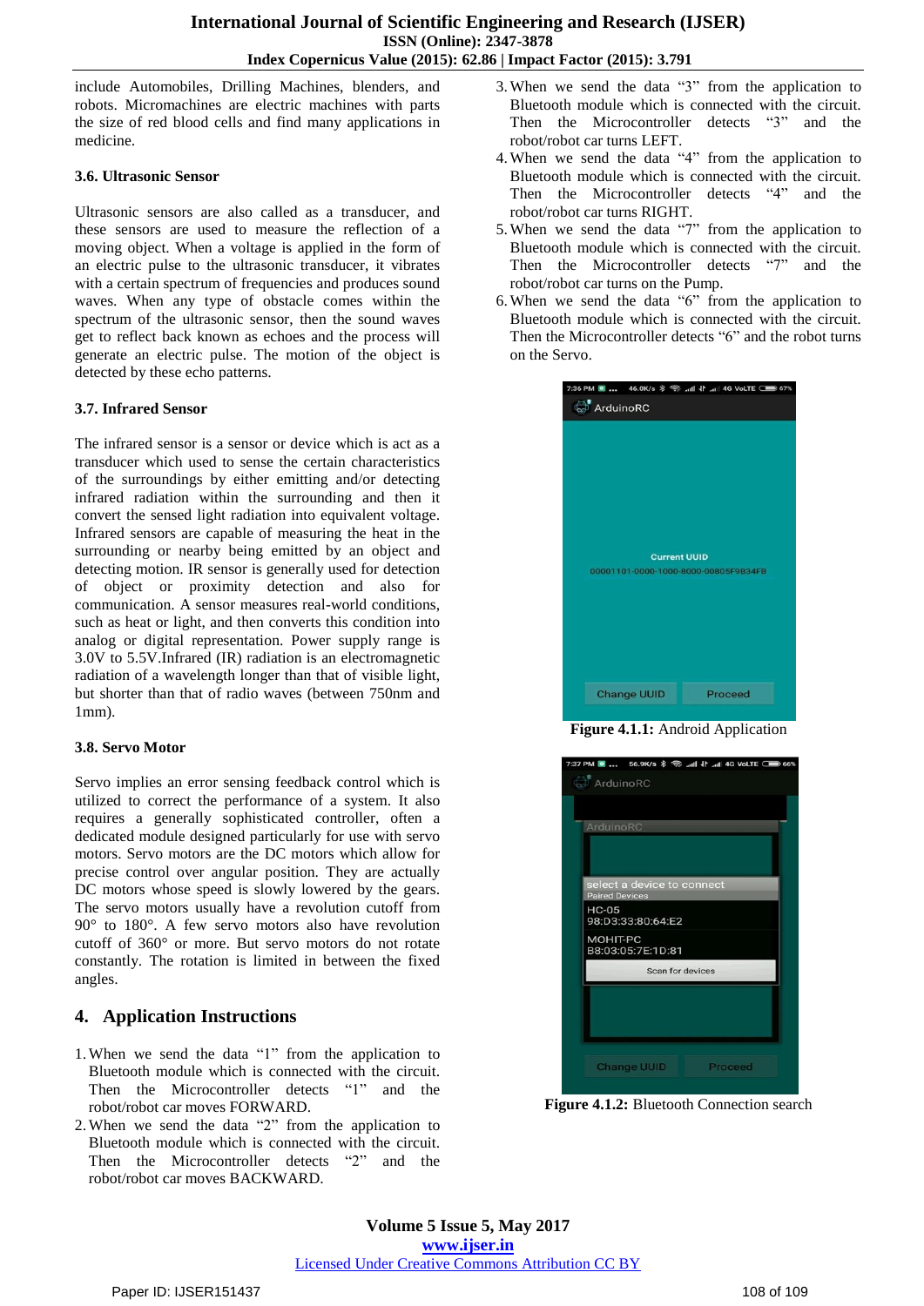include Automobiles, Drilling Machines, blenders, and robots. Micromachines are electric machines with parts the size of red blood cells and find many applications in medicine.

### 3.6. Ultrasonic Sensor

Ultrasonic sensors are also called as a transducer, and these sensors are used to measure the reflection of a moving object. When a voltage is applied in the form of an electric pulse to the ultrasonic transducer, it vibrates with a certain spectrum of frequencies and produces sound waves. When any type of obstacle comes within the spectrum of the ultrasonic sensor, then the sound waves get to reflect back known as echoes and the process will generate an electric pulse. The motion of the object is detected by these echo patterns.

### 3.7. Infrared Sensor

The infrared sensor is a sensor or device which is act as a transducer which used to sense the certain characteristics of the surroundings by either emitting and/or detecting infrared radiation within the surrounding and then it convert the sensed light radiation into equivalent voltage. Infrared sensors are capable of measuring the heat in the surrounding or nearby being emitted by an object and detecting motion. IR sensor is generally used for detection of object or proximity detection and also for communication. A sensor measures real-world conditions, such as heat or light, and then converts this condition into analog or digital representation. Power supply range is 3.0V to 5.5V.Infrared (IR) radiation is an electromagnetic radiation of a wavelength longer than that of visible light, but shorter than that of radio waves (between 750nm and 1mm).

### 3.8. Servo Motor

Servo implies an error sensing feedback control which is utilized to correct the performance of a system. It also requires a generally sophisticated controller, often a dedicated module designed particularly for use with servo motors. Servo motors are the DC motors which allow for precise control over angular position. They are actually DC motors whose speed is slowly lowered by the gears. The servo motors usually have a revolution cutoff from 90° to 180°. A few servo motors also have revolution cutoff of 360° or more. But servo motors do not rotate constantly. The rotation is limited in between the fixed angles.

## 4. Application Instructions

1. When we send the data "1" from the application to Bluetooth module which is connected with the circuit. Then the Microcontroller detects "1" and the robot/robot car moves FORWARD.
2. When we send the data "2" from the application to Bluetooth module which is connected with the circuit. Then the Microcontroller detects "2" and the robot/robot car moves BACKWARD.
3. When we send the data "3" from the application to Bluetooth module which is connected with the circuit. Then the Microcontroller detects "3" and the robot/robot car turns LEFT.
4. When we send the data "4" from the application to Bluetooth module which is connected with the circuit. Then the Microcontroller detects "4" and the robot/robot car turns RIGHT.
5. When we send the data "7" from the application to Bluetooth module which is connected with the circuit. Then the Microcontroller detects "7" and the robot/robot car turns on the Pump.
6. When we send the data "6" from the application to Bluetooth module which is connected with the circuit. Then the Microcontroller detects "6" and the robot turns on the Servo.

**Figure 4.1.1:** Android Application

**Figure 4.1.2:** Bluetooth Connection search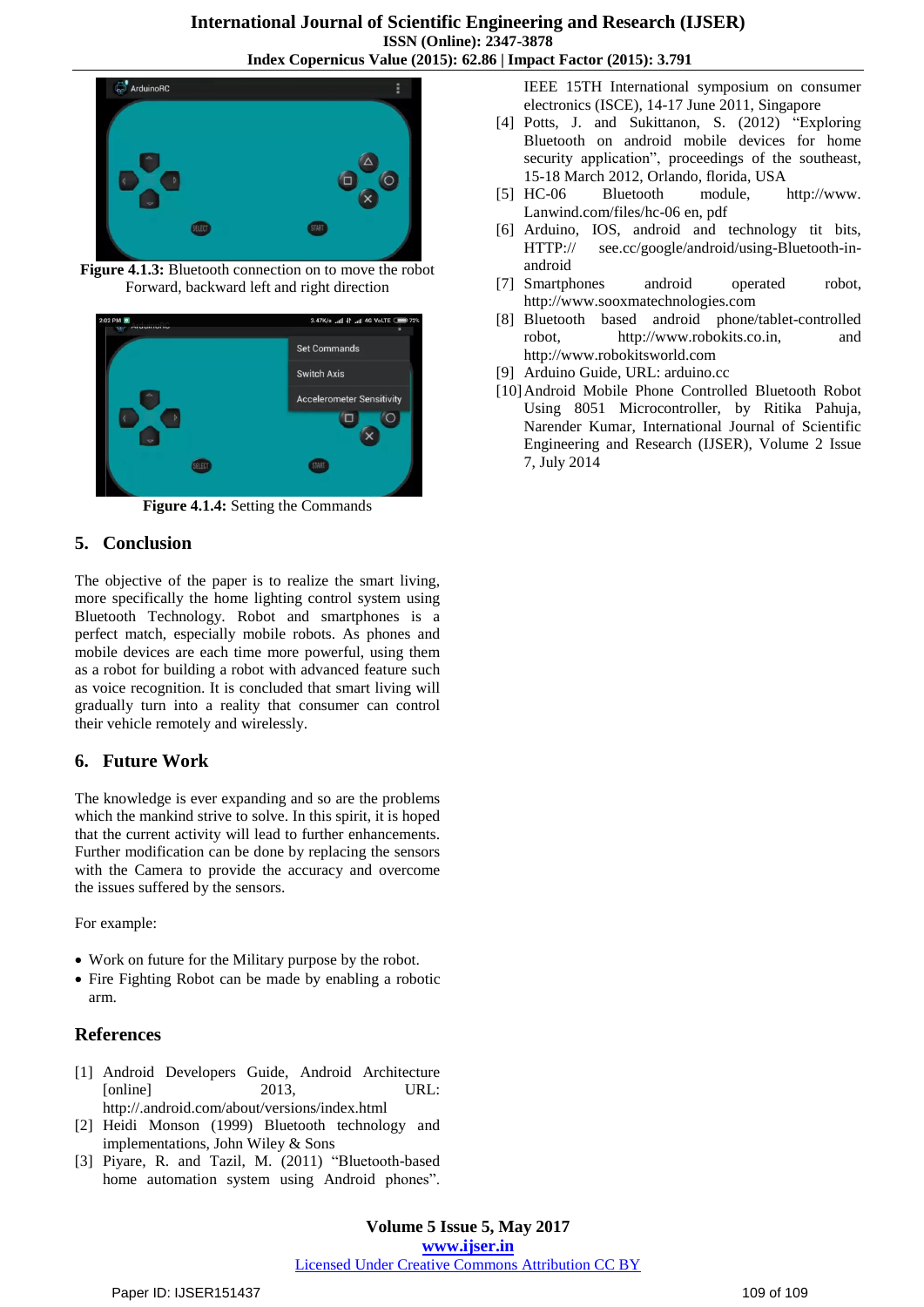Figure 4.1.3: Bluetooth connection on to move the robot Forward, backward left and right direction

Figure 4.1.4: Setting the Commands

## 5. Conclusion

The objective of the paper is to realize the smart living, more specifically the home lighting control system using Bluetooth Technology. Robot and smartphones is a perfect match, especially mobile robots. As phones and mobile devices are each time more powerful, using them as a robot for building a robot with advanced feature such as voice recognition. It is concluded that smart living will gradually turn into a reality that consumer can control their vehicle remotely and wirelessly.

## 6. Future Work

The knowledge is ever expanding and so are the problems which the mankind strive to solve. In this spirit, it is hoped that the current activity will lead to further enhancements. Further modification can be done by replacing the sensors with the Camera to provide the accuracy and overcome the issues suffered by the sensors.

For example:

- Work on future for the Military purpose by the robot.
- Fire Fighting Robot can be made by enabling a robotic arm.

## References

[1] Android Developers Guide, Android Architecture [online] 2013, URL: http://.android.com/about/versions/index.html

[2] Heidi Monson (1999) Bluetooth technology and implementations, John Wiley & Sons

[3] Piyare, R. and Tazil, M. (2011) "Bluetooth-based home automation system using Android phones". IEEE 15TH International symposium on consumer electronics (ISCE), 14-17 June 2011, Singapore

[4] Potts, J. and Sukittanon, S. (2012) "Exploring Bluetooth on android mobile devices for home security application", proceedings of the southeast, 15-18 March 2012, Orlando, florida, USA

[5] HC-06 Bluetooth module, http://www. Lanwind.com/files/hc-06 en, pdf

[6] Arduino, IOS, android and technology tit bits, HTTP:// see.cc/google/android/using-Bluetooth-in-android

[7] Smartphones android operated robot, http://www.sooxmatechnologies.com

[8] Bluetooth based android phone/tablet-controlled robot, http://www.robokits.co.in, and http://www.robokitsworld.com

[9] Arduino Guide, URL: arduino.cc

[10] Android Mobile Phone Controlled Bluetooth Robot Using 8051 Microcontroller, by Ritika Pahuja, Narender Kumar, International Journal of Scientific Engineering and Research (IJSER), Volume 2 Issue 7, July 2014